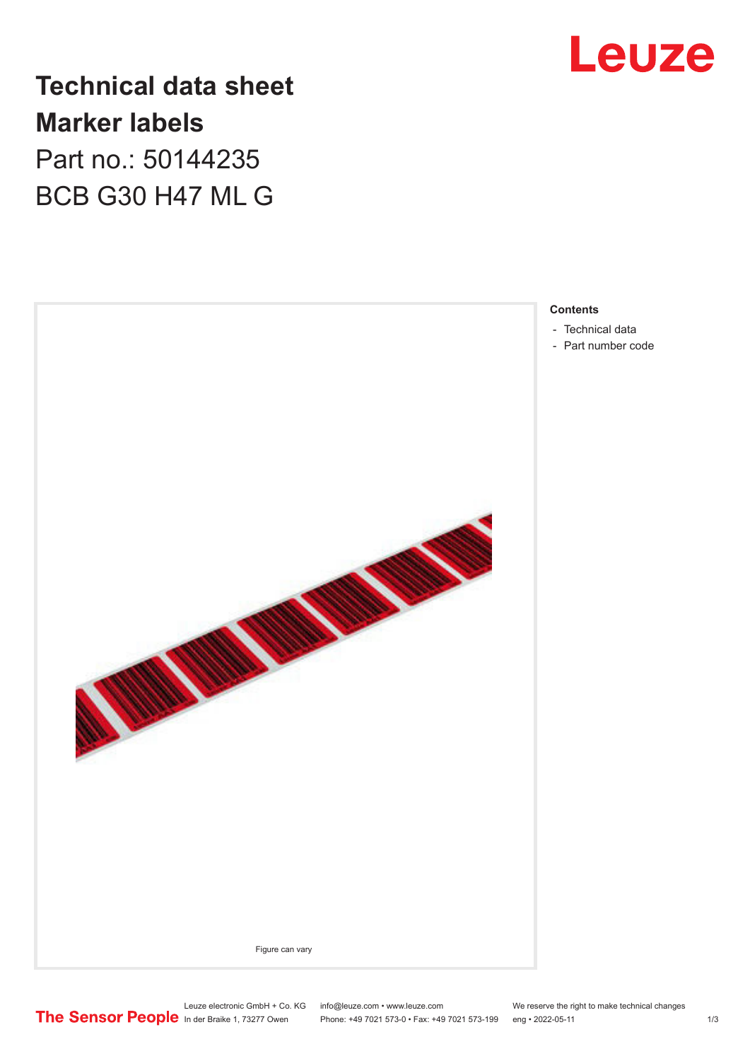# Technical data sheet

## Marker labels

Part no.: 50144235

BCB G30 H47 ML G

Figure can vary

**Contents**

- Technical data
- Part number code

Leuze electronic GmbH + Co. KG
In der Braike 1, 73277 Owen

info@leuze.com • www.leuze.com
Phone: +49 7021 573-0 • Fax: +49 7021 573-199

We reserve the right to make technical changes
eng • 2022-05-11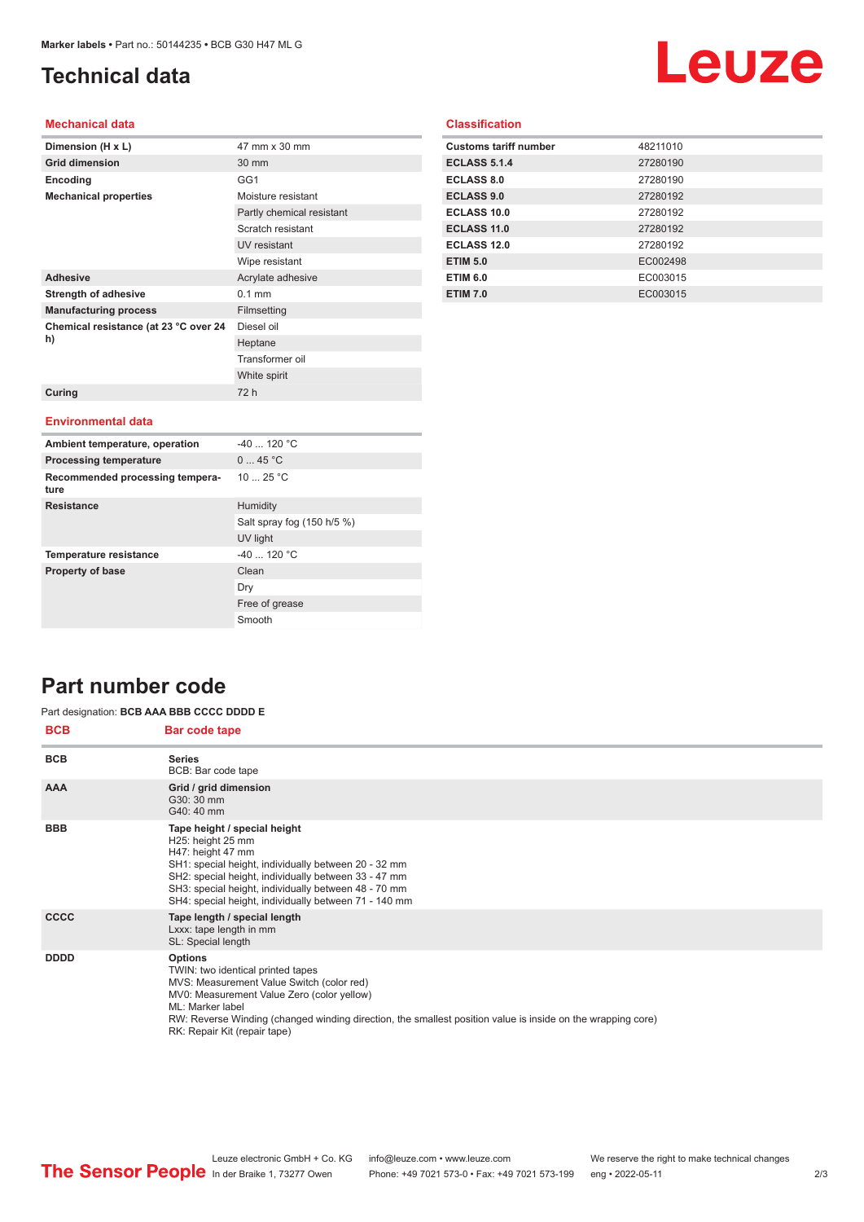# Technical data

## Mechanical data

| | |
|---|---|
| **Dimension (H x L)** | 47 mm x 30 mm |
| **Grid dimension** | 30 mm |
| **Encoding** | GG1 |
| **Mechanical properties** | Moisture resistant |
| | Partly chemical resistant |
| | Scratch resistant |
| | UV resistant |
| | Wipe resistant |
| **Adhesive** | Acrylate adhesive |
| **Strength of adhesive** | 0.1 mm |
| **Manufacturing process** | Filmsetting |
| **Chemical resistance (at 23 °C over 24 h)** | Diesel oil |
| | Heptane |
| | Transformer oil |
| | White spirit |
| **Curing** | 72 h |

## Environmental data

| | |
|---|---|
| **Ambient temperature, operation** | -40 ... 120 °C |
| **Processing temperature** | 0 ... 45 °C |
| **Recommended processing temperature** | 10 ... 25 °C |
| **Resistance** | Humidity |
| | Salt spray fog (150 h/5 %) |
| | UV light |
| **Temperature resistance** | -40 ... 120 °C |
| **Property of base** | Clean |
| | Dry |
| | Free of grease |
| | Smooth |

## Classification

| | |
|---|---|
| **Customs tariff number** | 48211010 |
| **ECLASS 5.1.4** | 27280190 |
| **ECLASS 8.0** | 27280190 |
| **ECLASS 9.0** | 27280192 |
| **ECLASS 10.0** | 27280192 |
| **ECLASS 11.0** | 27280192 |
| **ECLASS 12.0** | 27280192 |
| **ETIM 5.0** | EC002498 |
| **ETIM 6.0** | EC003015 |
| **ETIM 7.0** | EC003015 |

# Part number code

Part designation: **BCB AAA BBB CCCC DDDD E**

| BCB | Bar code tape |
|---|---|
| **BCB** | **Series**<br>BCB: Bar code tape |
| **AAA** | **Grid / grid dimension**<br>G30: 30 mm<br>G40: 40 mm |
| **BBB** | **Tape height / special height**<br>H25: height 25 mm<br>H47: height 47 mm<br>SH1: special height, individually between 20 - 32 mm<br>SH2: special height, individually between 33 - 47 mm<br>SH3: special height, individually between 48 - 70 mm<br>SH4: special height, individually between 71 - 140 mm |
| **CCCC** | **Tape length / special length**<br>Lxxx: tape length in mm<br>SL: Special length |
| **DDDD** | **Options**<br>TWIN: two identical printed tapes<br>MVS: Measurement Value Switch (color red)<br>MV0: Measurement Value Zero (color yellow)<br>ML: Marker label<br>RW: Reverse Winding (changed winding direction, the smallest position value is inside on the wrapping core)<br>RK: Repair Kit (repair tape) |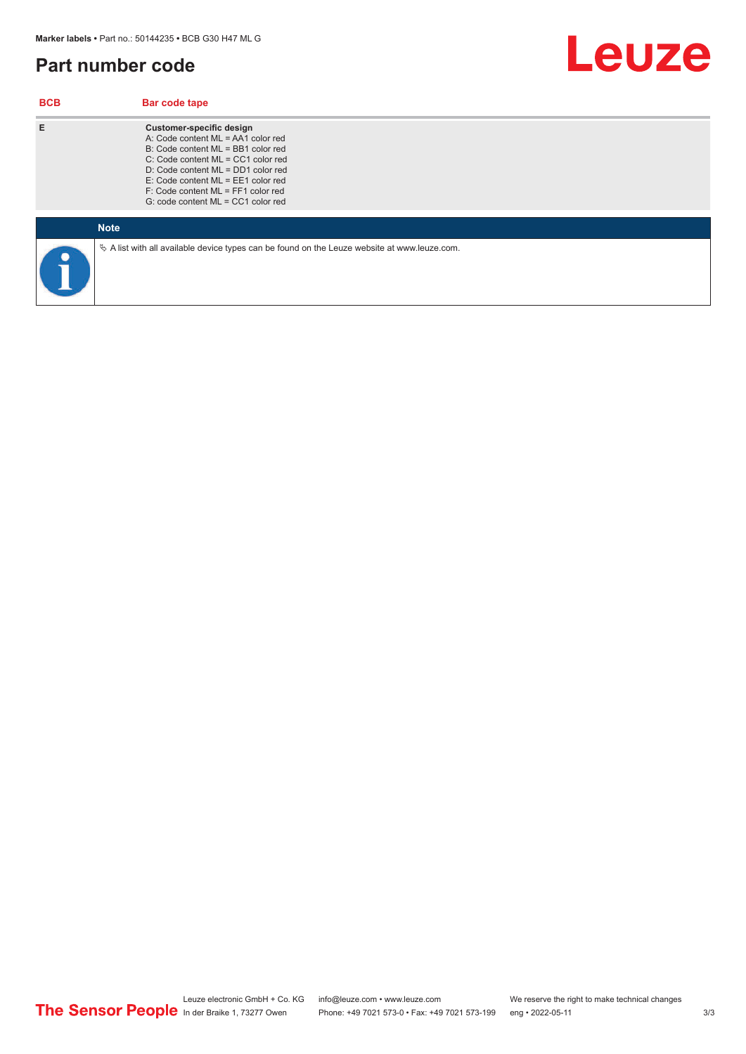## Part number code

| BCB | Bar code tape |
|---|---|
| E | **Customer-specific design**<br>A: Code content ML = AA1 color red<br>B: Code content ML = BB1 color red<br>C: Code content ML = CC1 color red<br>D: Code content ML = DD1 color red<br>E: Code content ML = EE1 color red<br>F: Code content ML = FF1 color red<br>G: code content ML = CC1 color red |

**Note**

↳ A list with all available device types can be found on the Leuze website at www.leuze.com.